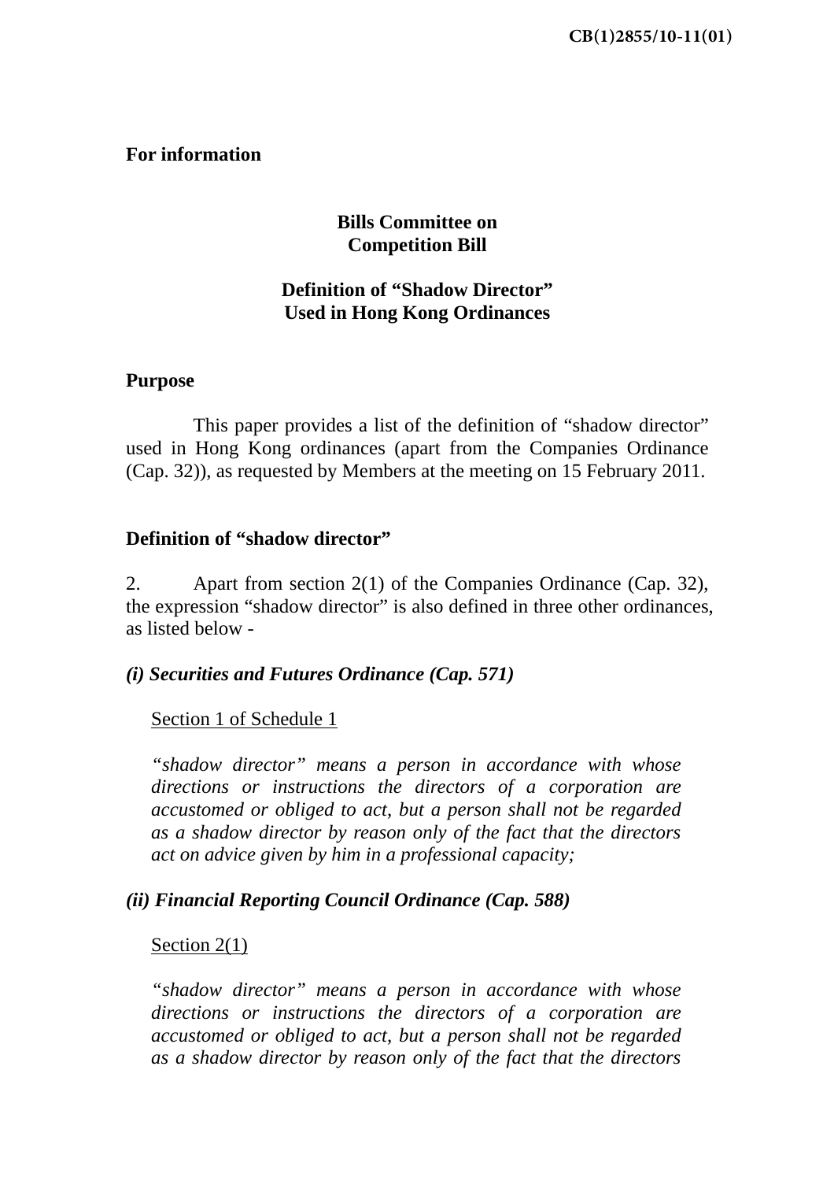CB(1)2855/10-11(01)

**For information**

**Bills Committee on**
**Competition Bill**

**Definition of "Shadow Director"**
**Used in Hong Kong Ordinances**

**Purpose**

This paper provides a list of the definition of "shadow director" used in Hong Kong ordinances (apart from the Companies Ordinance (Cap. 32)), as requested by Members at the meeting on 15 February 2011.

**Definition of "shadow director"**

2. Apart from section 2(1) of the Companies Ordinance (Cap. 32), the expression "shadow director" is also defined in three other ordinances, as listed below -

***(i) Securities and Futures Ordinance (Cap. 571)***

<u>Section 1 of Schedule 1</u>

*"shadow director" means a person in accordance with whose directions or instructions the directors of a corporation are accustomed or obliged to act, but a person shall not be regarded as a shadow director by reason only of the fact that the directors act on advice given by him in a professional capacity;*

***(ii) Financial Reporting Council Ordinance (Cap. 588)***

<u>Section 2(1)</u>

*"shadow director" means a person in accordance with whose directions or instructions the directors of a corporation are accustomed or obliged to act, but a person shall not be regarded as a shadow director by reason only of the fact that the directors*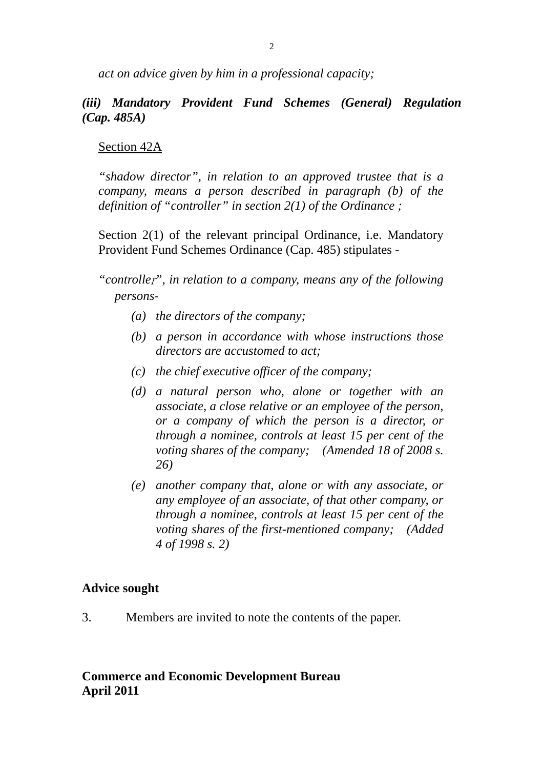*act on advice given by him in a professional capacity;*

### *(iii) Mandatory Provident Fund Schemes (General) Regulation (Cap. 485A)*

Section 42A

*"shadow director", in relation to an approved trustee that is a company, means a person described in paragraph (b) of the definition of "controller" in section 2(1) of the Ordinance ;*

Section 2(1) of the relevant principal Ordinance, i.e. Mandatory Provident Fund Schemes Ordinance (Cap. 485) stipulates -

*"controller", in relation to a company, means any of the following persons-*

- *(a) the directors of the company;*
- *(b) a person in accordance with whose instructions those directors are accustomed to act;*
- *(c) the chief executive officer of the company;*
- *(d) a natural person who, alone or together with an associate, a close relative or an employee of the person, or a company of which the person is a director, or through a nominee, controls at least 15 per cent of the voting shares of the company; (Amended 18 of 2008 s. 26)*
- *(e) another company that, alone or with any associate, or any employee of an associate, of that other company, or through a nominee, controls at least 15 per cent of the voting shares of the first-mentioned company; (Added 4 of 1998 s. 2)*

**Advice sought**

3. Members are invited to note the contents of the paper.

**Commerce and Economic Development Bureau**
**April 2011**